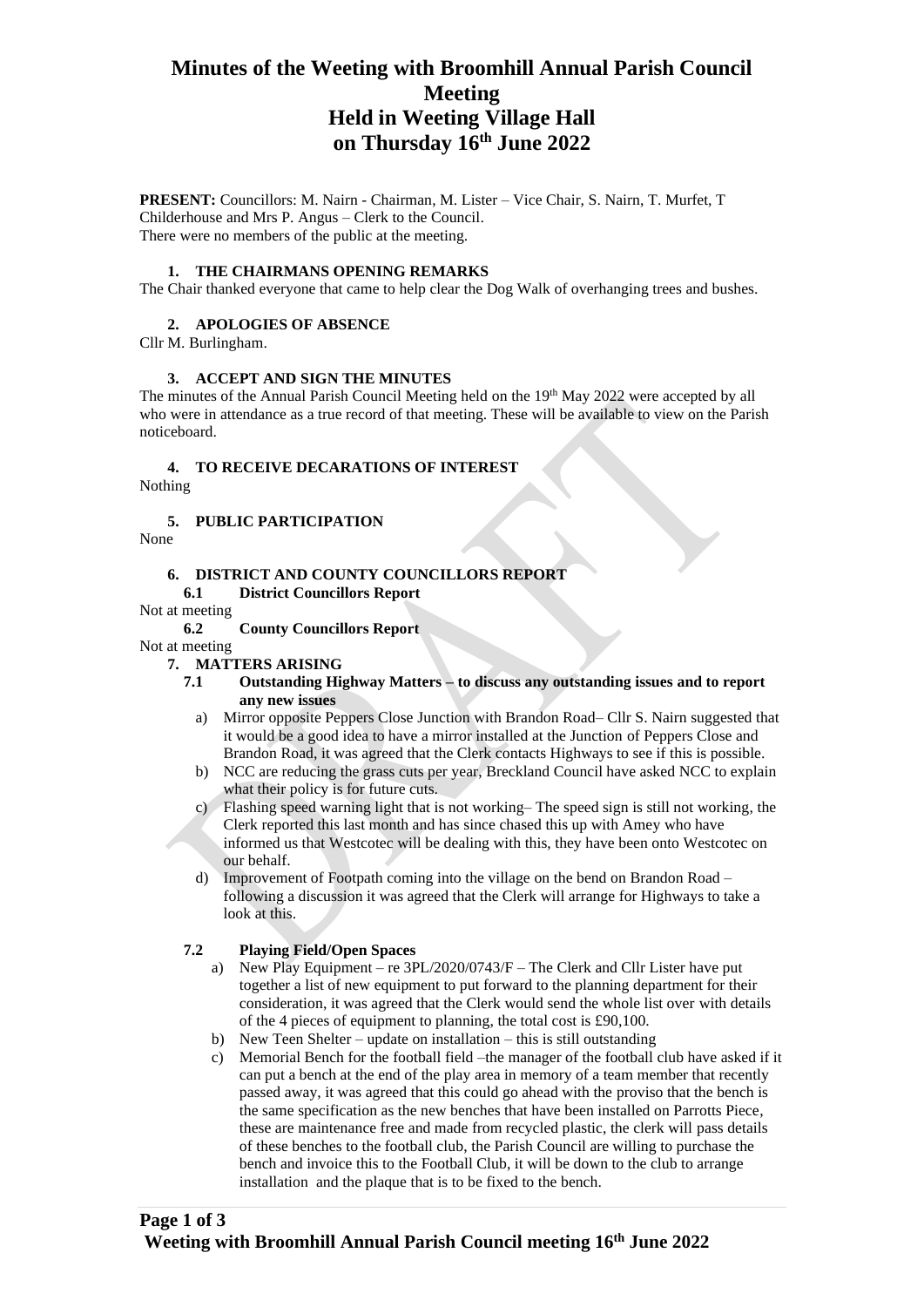# Minutes of the Weeting with Broomhill Annual Parish Council Meeting
# Held in Weeting Village Hall
# on Thursday 16th June 2022

**PRESENT:** Councillors: M. Nairn - Chairman, M. Lister – Vice Chair, S. Nairn, T. Murfet, T Childerhouse and Mrs P. Angus – Clerk to the Council.
There were no members of the public at the meeting.

### 1. THE CHAIRMANS OPENING REMARKS

The Chair thanked everyone that came to help clear the Dog Walk of overhanging trees and bushes.

### 2. APOLOGIES OF ABSENCE

Cllr M. Burlingham.

### 3. ACCEPT AND SIGN THE MINUTES

The minutes of the Annual Parish Council Meeting held on the 19th May 2022 were accepted by all who were in attendance as a true record of that meeting. These will be available to view on the Parish noticeboard.

### 4. TO RECEIVE DECARATIONS OF INTEREST

Nothing

### 5. PUBLIC PARTICIPATION

None

### 6. DISTRICT AND COUNTY COUNCILLORS REPORT

#### 6.1 District Councillors Report

Not at meeting

#### 6.2 County Councillors Report

Not at meeting

### 7. MATTERS ARISING

#### 7.1 Outstanding Highway Matters – to discuss any outstanding issues and to report any new issues

a) Mirror opposite Peppers Close Junction with Brandon Road– Cllr S. Nairn suggested that it would be a good idea to have a mirror installed at the Junction of Peppers Close and Brandon Road, it was agreed that the Clerk contacts Highways to see if this is possible.

b) NCC are reducing the grass cuts per year, Breckland Council have asked NCC to explain what their policy is for future cuts.

c) Flashing speed warning light that is not working– The speed sign is still not working, the Clerk reported this last month and has since chased this up with Amey who have informed us that Westcotec will be dealing with this, they have been onto Westcotec on our behalf.

d) Improvement of Footpath coming into the village on the bend on Brandon Road – following a discussion it was agreed that the Clerk will arrange for Highways to take a look at this.

#### 7.2 Playing Field/Open Spaces

a) New Play Equipment – re 3PL/2020/0743/F – The Clerk and Cllr Lister have put together a list of new equipment to put forward to the planning department for their consideration, it was agreed that the Clerk would send the whole list over with details of the 4 pieces of equipment to planning, the total cost is £90,100.

b) New Teen Shelter – update on installation – this is still outstanding

c) Memorial Bench for the football field –the manager of the football club have asked if it can put a bench at the end of the play area in memory of a team member that recently passed away, it was agreed that this could go ahead with the proviso that the bench is the same specification as the new benches that have been installed on Parrotts Piece, these are maintenance free and made from recycled plastic, the clerk will pass details of these benches to the football club, the Parish Council are willing to purchase the bench and invoice this to the Football Club, it will be down to the club to arrange installation and the plaque that is to be fixed to the bench.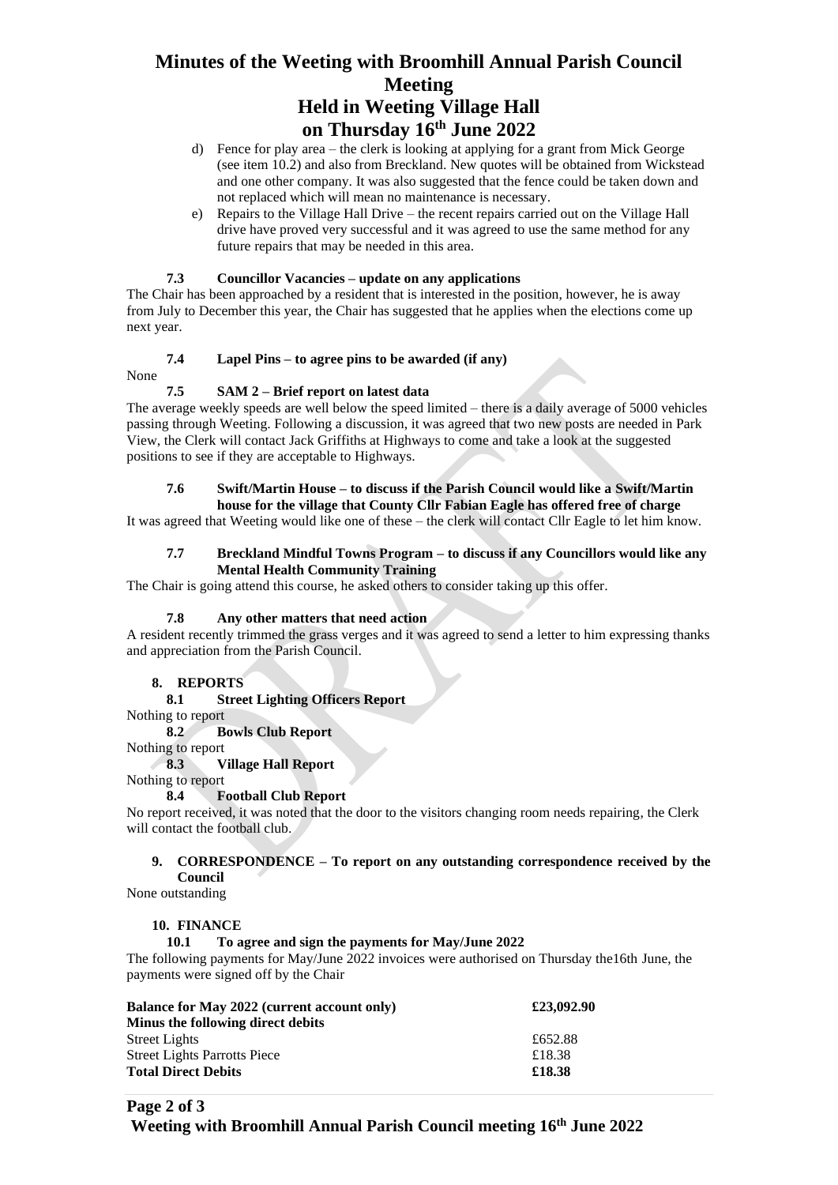# Minutes of the Weeting with Broomhill Annual Parish Council Meeting Held in Weeting Village Hall on Thursday 16th June 2022

d) Fence for play area – the clerk is looking at applying for a grant from Mick George (see item 10.2) and also from Breckland. New quotes will be obtained from Wickstead and one other company. It was also suggested that the fence could be taken down and not replaced which will mean no maintenance is necessary.

e) Repairs to the Village Hall Drive – the recent repairs carried out on the Village Hall drive have proved very successful and it was agreed to use the same method for any future repairs that may be needed in this area.

### 7.3 Councillor Vacancies – update on any applications

The Chair has been approached by a resident that is interested in the position, however, he is away from July to December this year, the Chair has suggested that he applies when the elections come up next year.

### 7.4 Lapel Pins – to agree pins to be awarded (if any)

None

### 7.5 SAM 2 – Brief report on latest data

The average weekly speeds are well below the speed limited – there is a daily average of 5000 vehicles passing through Weeting. Following a discussion, it was agreed that two new posts are needed in Park View, the Clerk will contact Jack Griffiths at Highways to come and take a look at the suggested positions to see if they are acceptable to Highways.

### 7.6 Swift/Martin House – to discuss if the Parish Council would like a Swift/Martin house for the village that County Cllr Fabian Eagle has offered free of charge

It was agreed that Weeting would like one of these – the clerk will contact Cllr Eagle to let him know.

### 7.7 Breckland Mindful Towns Program – to discuss if any Councillors would like any Mental Health Community Training

The Chair is going attend this course, he asked others to consider taking up this offer.

### 7.8 Any other matters that need action

A resident recently trimmed the grass verges and it was agreed to send a letter to him expressing thanks and appreciation from the Parish Council.

## 8. REPORTS

### 8.1 Street Lighting Officers Report

Nothing to report

### 8.2 Bowls Club Report

Nothing to report

### 8.3 Village Hall Report

Nothing to report

### 8.4 Football Club Report

No report received, it was noted that the door to the visitors changing room needs repairing, the Clerk will contact the football club.

## 9. CORRESPONDENCE – To report on any outstanding correspondence received by the Council

None outstanding

## 10. FINANCE

### 10.1 To agree and sign the payments for May/June 2022

The following payments for May/June 2022 invoices were authorised on Thursday the16th June, the payments were signed off by the Chair

| | |
|---|---|
| **Balance for May 2022 (current account only)** | **£23,092.90** |
| **Minus the following direct debits** | |
| Street Lights | £652.88 |
| Street Lights Parrotts Piece | £18.38 |
| **Total Direct Debits** | **£18.38** |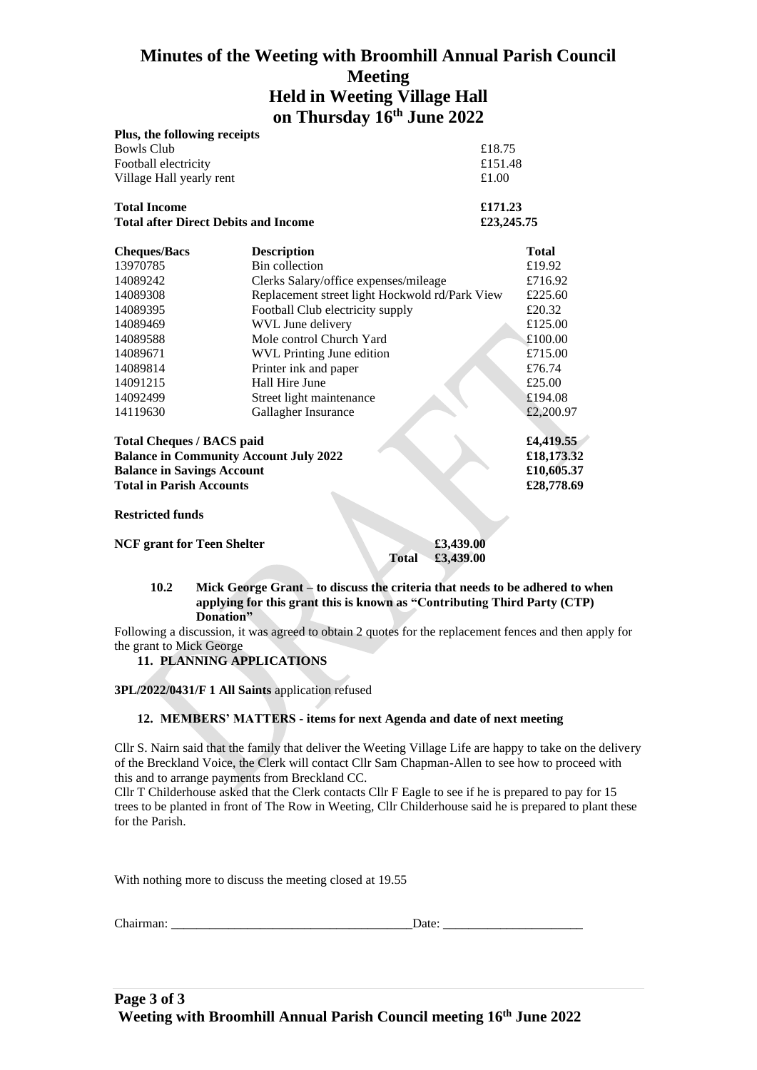# Minutes of the Weeting with Broomhill Annual Parish Council Meeting
# Held in Weeting Village Hall
# on Thursday 16th June 2022

**Plus, the following receipts**

| | |
|---|---|
| Bowls Club | £18.75 |
| Football electricity | £151.48 |
| Village Hall yearly rent | £1.00 |
| **Total Income** | **£171.23** |
| **Total after Direct Debits and Income** | **£23,245.75** |

| **Cheques/Bacs** | **Description** | **Total** |
|---|---|---|
| 13970785 | Bin collection | £19.92 |
| 14089242 | Clerks Salary/office expenses/mileage | £716.92 |
| 14089308 | Replacement street light Hockwold rd/Park View | £225.60 |
| 14089395 | Football Club electricity supply | £20.32 |
| 14089469 | WVL June delivery | £125.00 |
| 14089588 | Mole control Church Yard | £100.00 |
| 14089671 | WVL Printing June edition | £715.00 |
| 14089814 | Printer ink and paper | £76.74 |
| 14091215 | Hall Hire June | £25.00 |
| 14092499 | Street light maintenance | £194.08 |
| 14119630 | Gallagher Insurance | £2,200.97 |

| | |
|---|---|
| **Total Cheques / BACS paid** | **£4,419.55** |
| **Balance in Community Account July 2022** | **£18,173.32** |
| **Balance in Savings Account** | **£10,605.37** |
| **Total in Parish Accounts** | **£28,778.69** |

**Restricted funds**

| | | |
|---|---|---|
| **NCF grant for Teen Shelter** | | **£3,439.00** |
| | **Total** | **£3,439.00** |

**10.2 Mick George Grant – to discuss the criteria that needs to be adhered to when applying for this grant this is known as "Contributing Third Party (CTP) Donation"**

Following a discussion, it was agreed to obtain 2 quotes for the replacement fences and then apply for the grant to Mick George

## 11. PLANNING APPLICATIONS

**3PL/2022/0431/F 1 All Saints** application refused

## 12. MEMBERS' MATTERS - items for next Agenda and date of next meeting

Cllr S. Nairn said that the family that deliver the Weeting Village Life are happy to take on the delivery of the Breckland Voice, the Clerk will contact Cllr Sam Chapman-Allen to see how to proceed with this and to arrange payments from Breckland CC.

Cllr T Childerhouse asked that the Clerk contacts Cllr F Eagle to see if he is prepared to pay for 15 trees to be planted in front of The Row in Weeting, Cllr Childerhouse said he is prepared to plant these for the Parish.

With nothing more to discuss the meeting closed at 19.55

Chairman: ______________________________________Date: ______________________